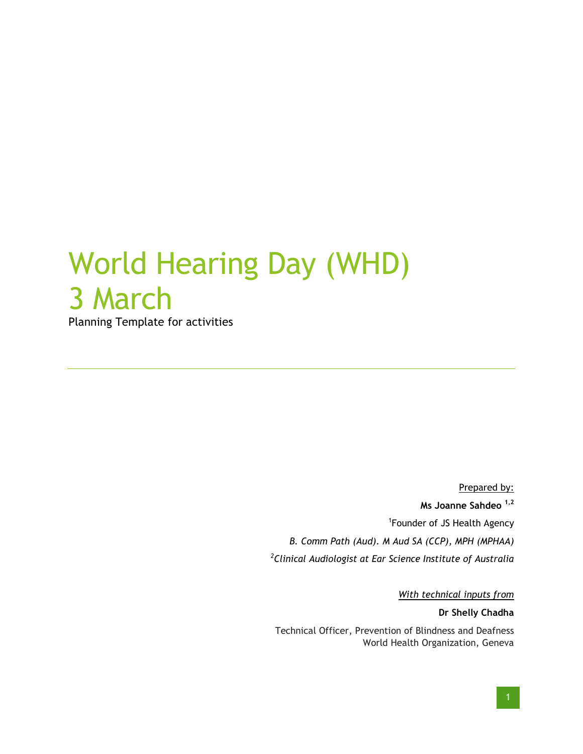# World Hearing Day (WHD)
# 3 March

Planning Template for activities

---

Prepared by:

**Ms Joanne Sahdeo** [1,2]

[1]Founder of JS Health Agency

*B. Comm Path (Aud). M Aud SA (CCP), MPH (MPHAA)*

[2]*Clinical Audiologist at Ear Science Institute of Australia*

*With technical inputs from*

**Dr Shelly Chadha**

Technical Officer, Prevention of Blindness and Deafness
World Health Organization, Geneva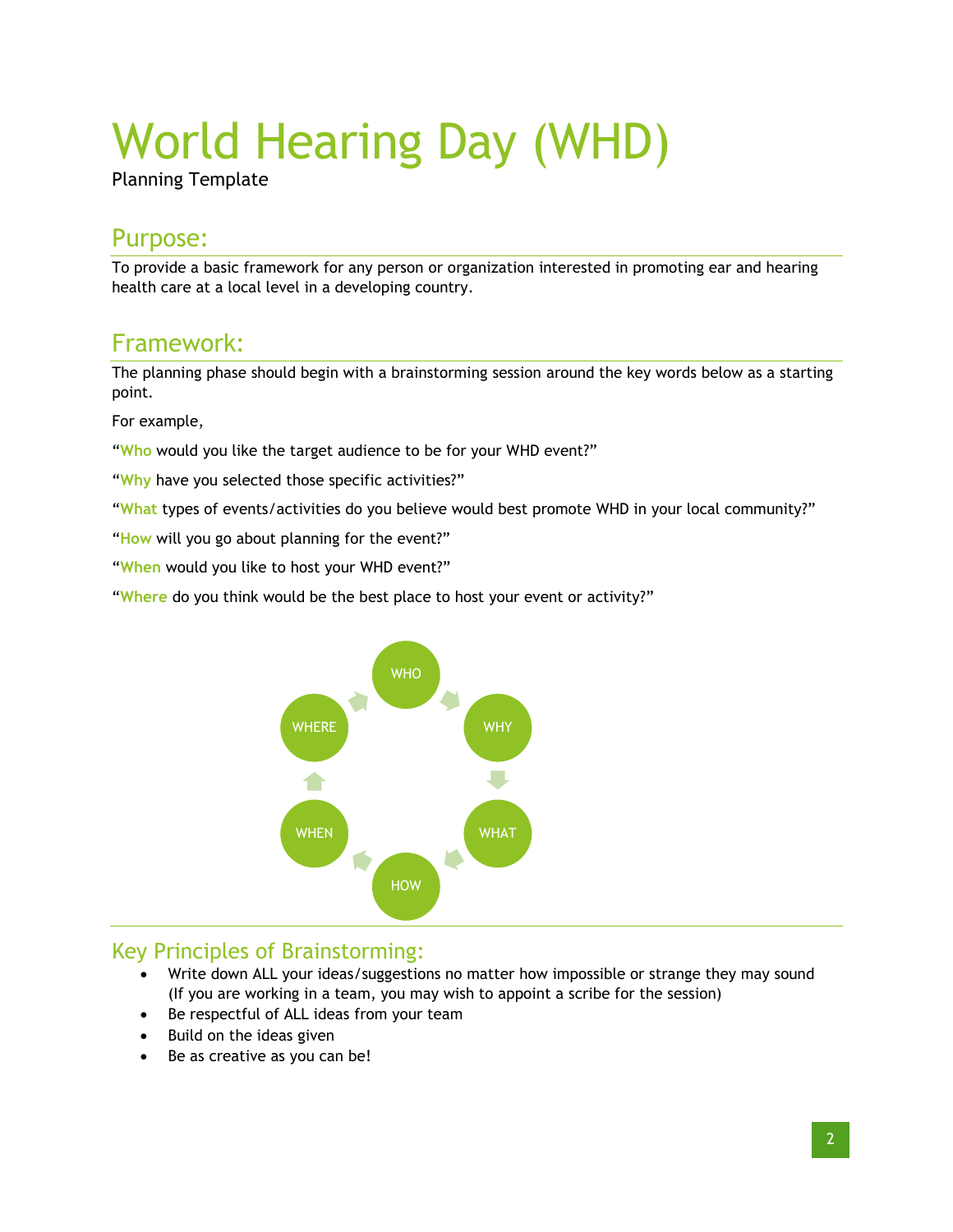# World Hearing Day (WHD)

Planning Template

## Purpose:

To provide a basic framework for any person or organization interested in promoting ear and hearing health care at a local level in a developing country.

## Framework:

The planning phase should begin with a brainstorming session around the key words below as a starting point.

For example,

"**Who** would you like the target audience to be for your WHD event?"

"**Why** have you selected those specific activities?"

"**What** types of events/activities do you believe would best promote WHD in your local community?"

"**How** will you go about planning for the event?"

"**When** would you like to host your WHD event?"

"**Where** do you think would be the best place to host your event or activity?"

WHO → WHY → WHAT → HOW → WHEN → WHERE → WHO

## Key Principles of Brainstorming:

- Write down ALL your ideas/suggestions no matter how impossible or strange they may sound (If you are working in a team, you may wish to appoint a scribe for the session)
- Be respectful of ALL ideas from your team
- Build on the ideas given
- Be as creative as you can be!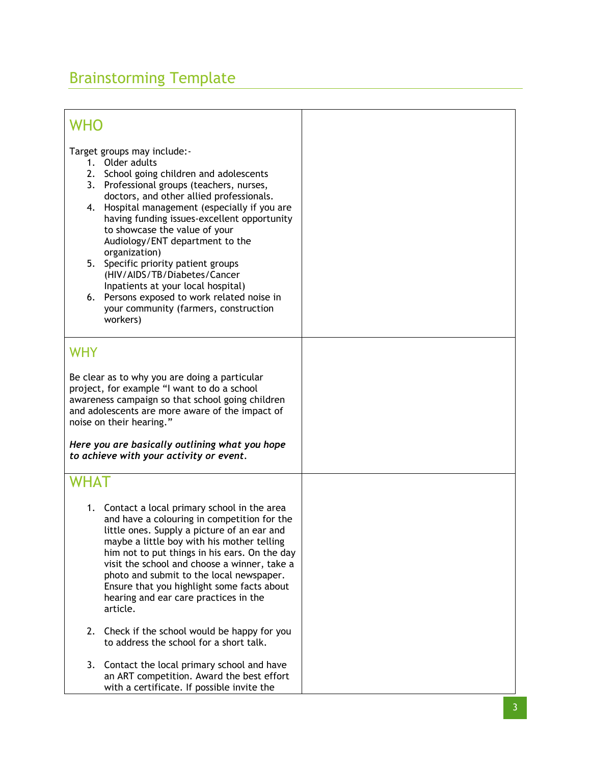## Brainstorming Template

| | |
|---|---|
| **WHO**<br><br>Target groups may include:-<br>1. Older adults<br>2. School going children and adolescents<br>3. Professional groups (teachers, nurses, doctors, and other allied professionals.<br>4. Hospital management (especially if you are having funding issues-excellent opportunity to showcase the value of your Audiology/ENT department to the organization)<br>5. Specific priority patient groups (HIV/AIDS/TB/Diabetes/Cancer Inpatients at your local hospital)<br>6. Persons exposed to work related noise in your community (farmers, construction workers) | |
| **WHY**<br><br>Be clear as to why you are doing a particular project, for example "I want to do a school awareness campaign so that school going children and adolescents are more aware of the impact of noise on their hearing."<br><br>***Here you are basically outlining what you hope to achieve with your activity or event.*** | |
| **WHAT**<br><br>1. Contact a local primary school in the area and have a colouring in competition for the little ones. Supply a picture of an ear and maybe a little boy with his mother telling him not to put things in his ears. On the day visit the school and choose a winner, take a photo and submit to the local newspaper. Ensure that you highlight some facts about hearing and ear care practices in the article.<br><br>2. Check if the school would be happy for you to address the school for a short talk.<br><br>3. Contact the local primary school and have an ART competition. Award the best effort with a certificate. If possible invite the | |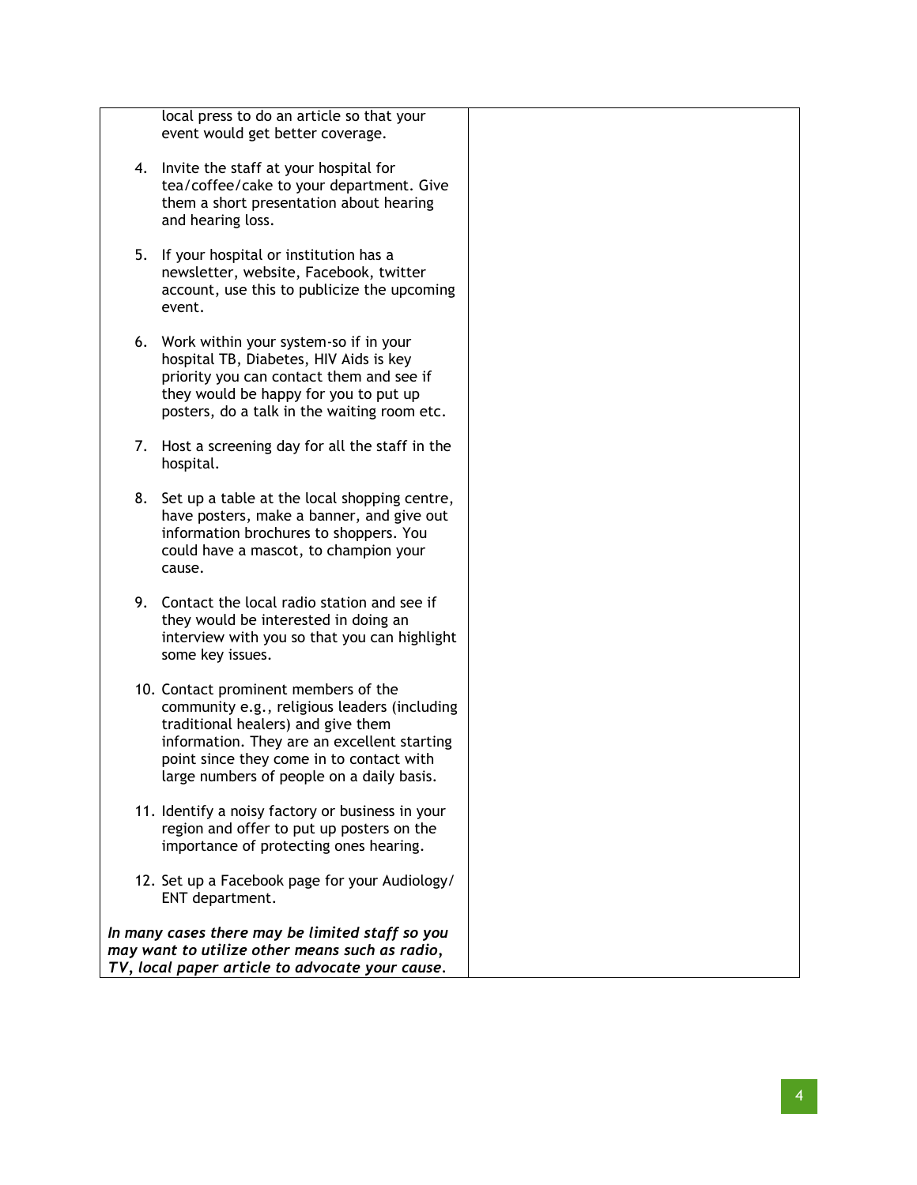| local press to do an article so that your event would get better coverage.<br><br>4. Invite the staff at your hospital for tea/coffee/cake to your department. Give them a short presentation about hearing and hearing loss.<br><br>5. If your hospital or institution has a newsletter, website, Facebook, twitter account, use this to publicize the upcoming event.<br><br>6. Work within your system-so if in your hospital TB, Diabetes, HIV Aids is key priority you can contact them and see if they would be happy for you to put up posters, do a talk in the waiting room etc.<br><br>7. Host a screening day for all the staff in the hospital.<br><br>8. Set up a table at the local shopping centre, have posters, make a banner, and give out information brochures to shoppers. You could have a mascot, to champion your cause.<br><br>9. Contact the local radio station and see if they would be interested in doing an interview with you so that you can highlight some key issues.<br><br>10. Contact prominent members of the community e.g., religious leaders (including traditional healers) and give them information. They are an excellent starting point since they come in to contact with large numbers of people on a daily basis.<br><br>11. Identify a noisy factory or business in your region and offer to put up posters on the importance of protecting ones hearing.<br><br>12. Set up a Facebook page for your Audiology/ ENT department.<br><br>***In many cases there may be limited staff so you may want to utilize other means such as radio, TV, local paper article to advocate your cause.*** | |
|---|---|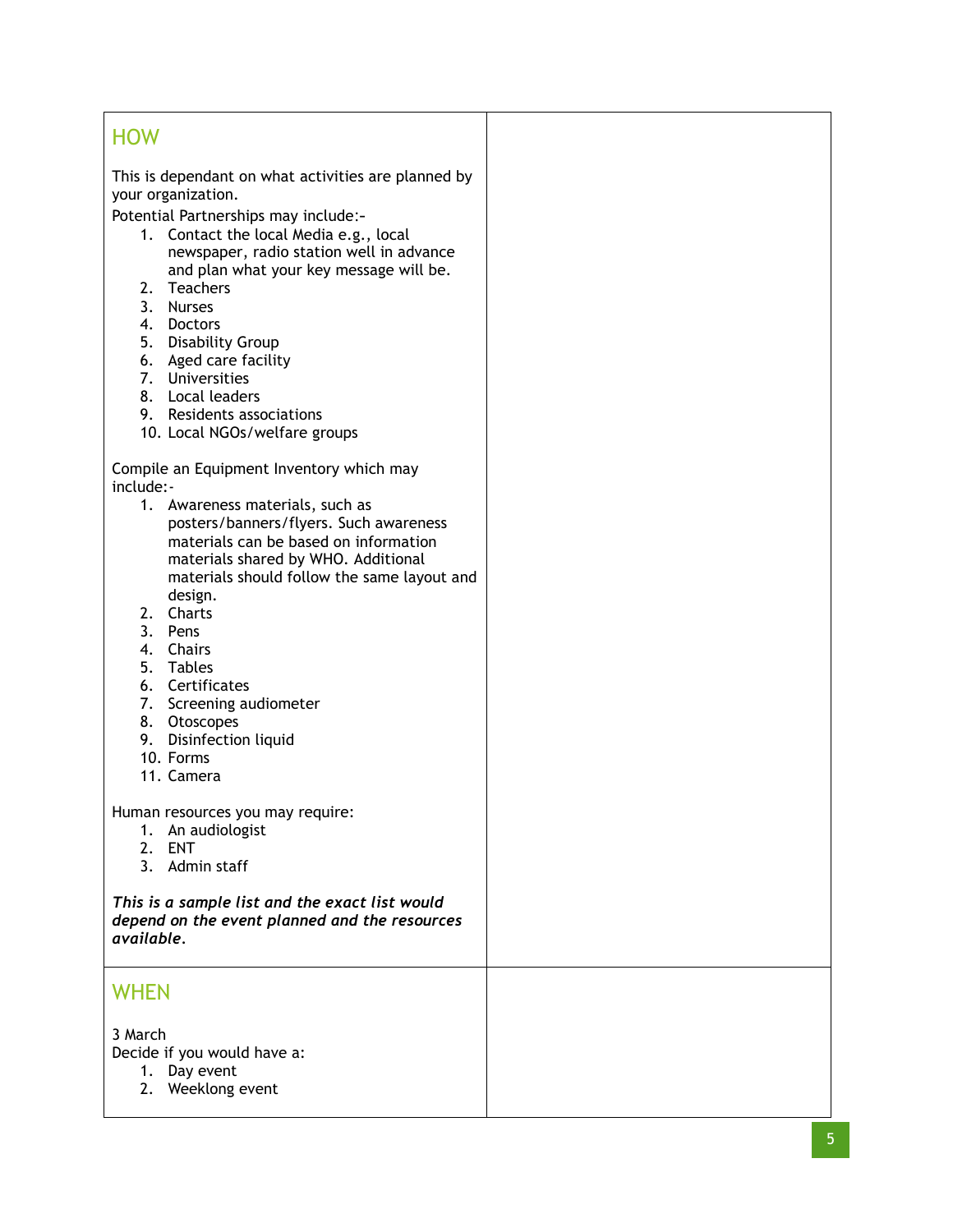## HOW

This is dependant on what activities are planned by your organization.

Potential Partnerships may include:-

1. Contact the local Media e.g., local newspaper, radio station well in advance and plan what your key message will be.
2. Teachers
3. Nurses
4. Doctors
5. Disability Group
6. Aged care facility
7. Universities
8. Local leaders
9. Residents associations
10. Local NGOs/welfare groups

Compile an Equipment Inventory which may include:-

1. Awareness materials, such as posters/banners/flyers. Such awareness materials can be based on information materials shared by WHO. Additional materials should follow the same layout and design.
2. Charts
3. Pens
4. Chairs
5. Tables
6. Certificates
7. Screening audiometer
8. Otoscopes
9. Disinfection liquid
10. Forms
11. Camera

Human resources you may require:

1. An audiologist
2. ENT
3. Admin staff

***This is a sample list and the exact list would depend on the event planned and the resources available.***

## WHEN

3 March

Decide if you would have a:

1. Day event
2. Weeklong event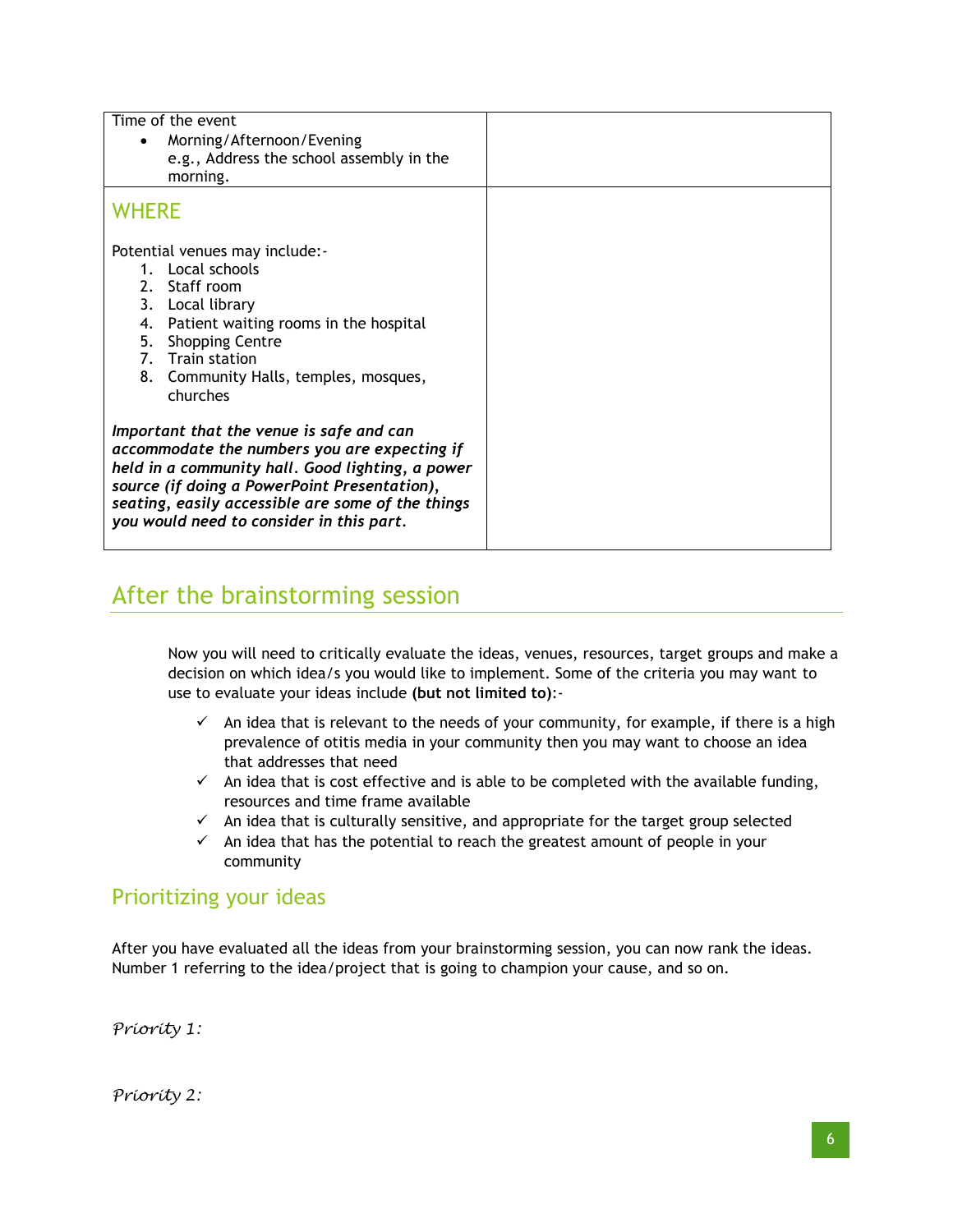| Time of the event<br>• Morning/Afternoon/Evening<br>e.g., Address the school assembly in the morning. | |
|---|---|
| **WHERE**<br><br>Potential venues may include:-<br>1. Local schools<br>2. Staff room<br>3. Local library<br>4. Patient waiting rooms in the hospital<br>5. Shopping Centre<br>7. Train station<br>8. Community Halls, temples, mosques, churches<br><br>***Important that the venue is safe and can accommodate the numbers you are expecting if held in a community hall. Good lighting, a power source (if doing a PowerPoint Presentation), seating, easily accessible are some of the things you would need to consider in this part.*** | |

## After the brainstorming session

Now you will need to critically evaluate the ideas, venues, resources, target groups and make a decision on which idea/s you would like to implement. Some of the criteria you may want to use to evaluate your ideas include **(but not limited to)**:-

- ✓ An idea that is relevant to the needs of your community, for example, if there is a high prevalence of otitis media in your community then you may want to choose an idea that addresses that need
- ✓ An idea that is cost effective and is able to be completed with the available funding, resources and time frame available
- ✓ An idea that is culturally sensitive, and appropriate for the target group selected
- ✓ An idea that has the potential to reach the greatest amount of people in your community

### Prioritizing your ideas

After you have evaluated all the ideas from your brainstorming session, you can now rank the ideas. Number 1 referring to the idea/project that is going to champion your cause, and so on.

*Priority 1:*

*Priority 2:*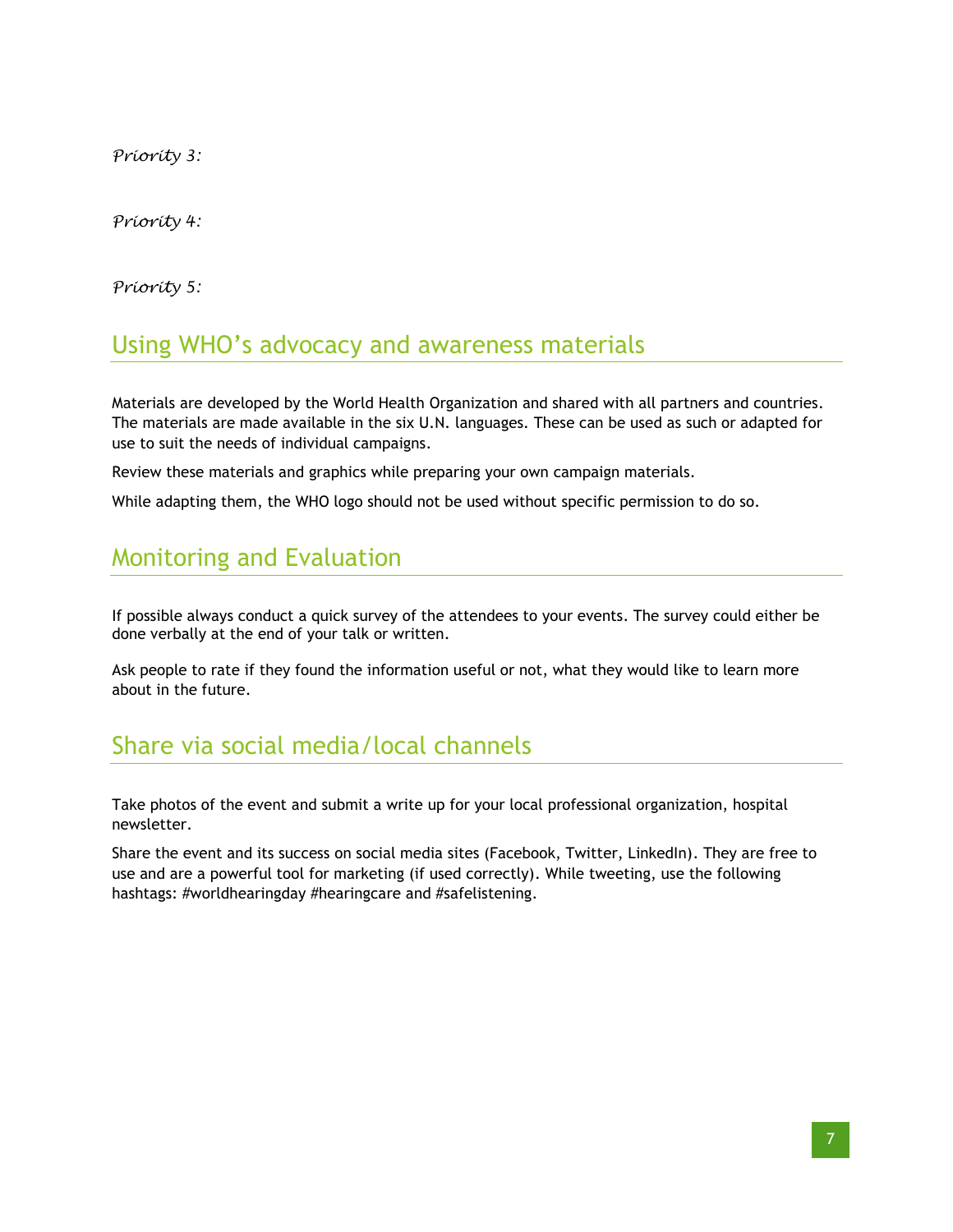*Priority 3:*

*Priority 4:*

*Priority 5:*

## Using WHO's advocacy and awareness materials

Materials are developed by the World Health Organization and shared with all partners and countries. The materials are made available in the six U.N. languages. These can be used as such or adapted for use to suit the needs of individual campaigns.

Review these materials and graphics while preparing your own campaign materials.

While adapting them, the WHO logo should not be used without specific permission to do so.

## Monitoring and Evaluation

If possible always conduct a quick survey of the attendees to your events. The survey could either be done verbally at the end of your talk or written.

Ask people to rate if they found the information useful or not, what they would like to learn more about in the future.

## Share via social media/local channels

Take photos of the event and submit a write up for your local professional organization, hospital newsletter.

Share the event and its success on social media sites (Facebook, Twitter, LinkedIn). They are free to use and are a powerful tool for marketing (if used correctly). While tweeting, use the following hashtags: #worldhearingday #hearingcare and #safelistening.